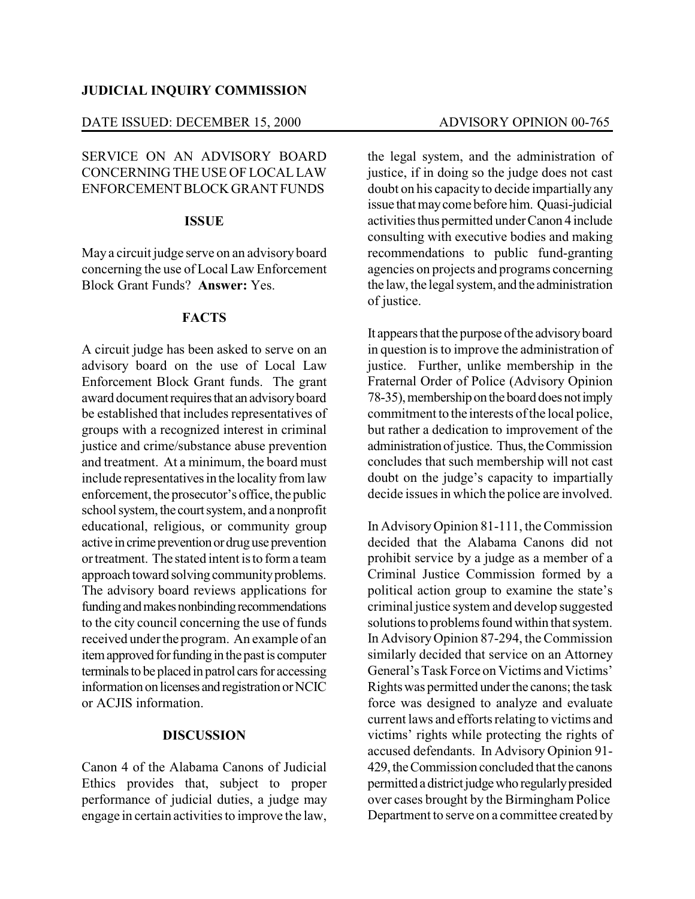**JUDICIAL INQUIRY COMMISSION**

DATE ISSUED: DECEMBER 15, 2000 ADVISORY OPINION 00-765

SERVICE ON AN ADVISORY BOARD CONCERNING THE USE OF LOCAL LAW ENFORCEMENT BLOCK GRANT FUNDS

**ISSUE**

May a circuit judge serve on an advisory board concerning the use of Local Law Enforcement Block Grant Funds? **Answer:** Yes.

**FACTS**

A circuit judge has been asked to serve on an advisory board on the use of Local Law Enforcement Block Grant funds. The grant award document requires that an advisory board be established that includes representatives of groups with a recognized interest in criminal justice and crime/substance abuse prevention and treatment. At a minimum, the board must include representatives in the locality from law enforcement, the prosecutor's office, the public school system, the court system, and a nonprofit educational, religious, or community group active in crime prevention or drug use prevention or treatment. The stated intent is to form a team approach toward solving community problems. The advisory board reviews applications for funding and makes nonbinding recommendations to the city council concerning the use of funds received under the program. An example of an item approved for funding in the past is computer terminals to be placed in patrol cars for accessing information on licenses and registration or NCIC or ACJIS information.

**DISCUSSION**

Canon 4 of the Alabama Canons of Judicial Ethics provides that, subject to proper performance of judicial duties, a judge may engage in certain activities to improve the law, the legal system, and the administration of justice, if in doing so the judge does not cast doubt on his capacity to decide impartially any issue that may come before him. Quasi-judicial activities thus permitted under Canon 4 include consulting with executive bodies and making recommendations to public fund-granting agencies on projects and programs concerning the law, the legal system, and the administration of justice.

It appears that the purpose of the advisory board in question is to improve the administration of justice. Further, unlike membership in the Fraternal Order of Police (Advisory Opinion 78-35), membership on the board does not imply commitment to the interests of the local police, but rather a dedication to improvement of the administration of justice. Thus, the Commission concludes that such membership will not cast doubt on the judge's capacity to impartially decide issues in which the police are involved.

In Advisory Opinion 81-111, the Commission decided that the Alabama Canons did not prohibit service by a judge as a member of a Criminal Justice Commission formed by a political action group to examine the state's criminal justice system and develop suggested solutions to problems found within that system. In Advisory Opinion 87-294, the Commission similarly decided that service on an Attorney General's Task Force on Victims and Victims' Rights was permitted under the canons; the task force was designed to analyze and evaluate current laws and efforts relating to victims and victims' rights while protecting the rights of accused defendants. In Advisory Opinion 91-429, the Commission concluded that the canons permitted a district judge who regularly presided over cases brought by the Birmingham Police Department to serve on a committee created by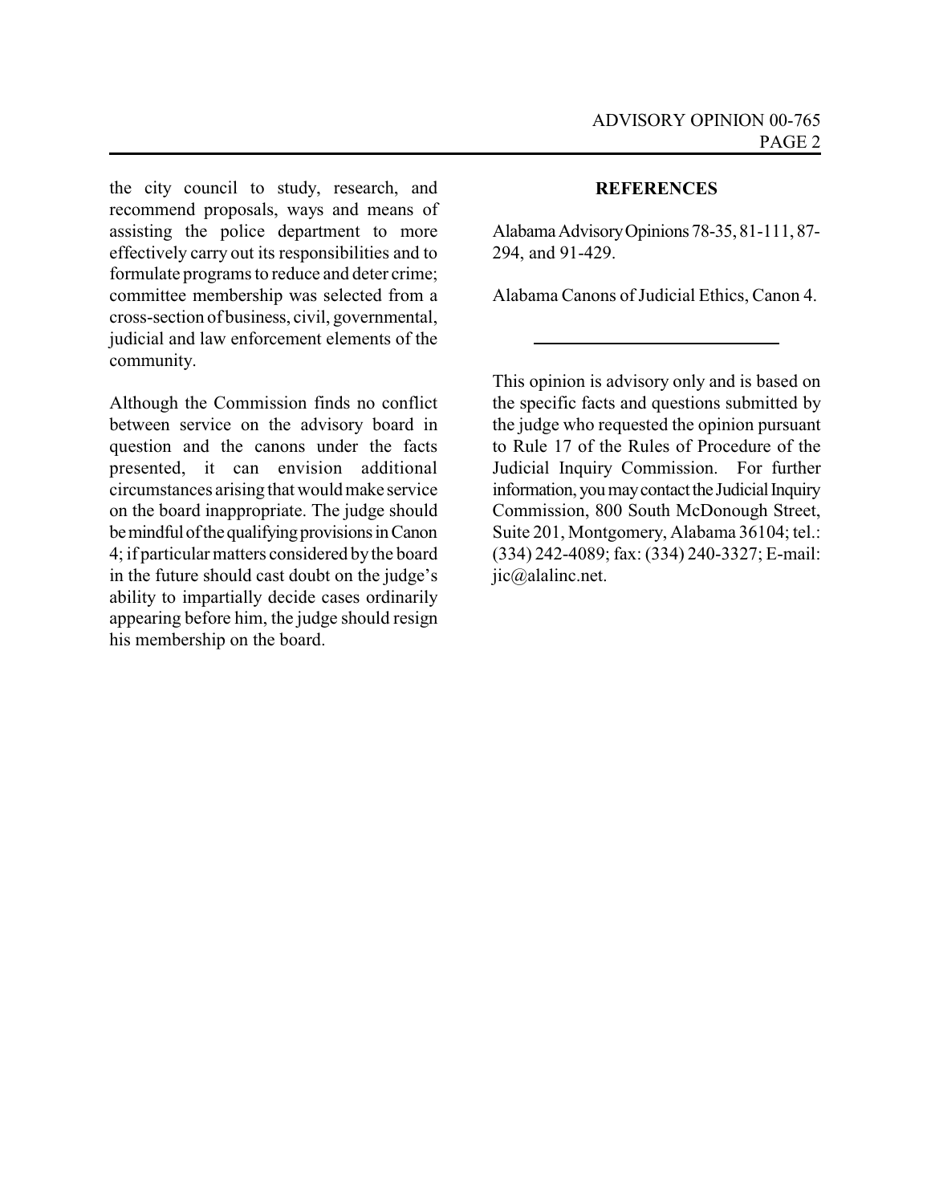the city council to study, research, and recommend proposals, ways and means of assisting the police department to more effectively carry out its responsibilities and to formulate programs to reduce and deter crime; committee membership was selected from a cross-section of business, civil, governmental, judicial and law enforcement elements of the community.

Although the Commission finds no conflict between service on the advisory board in question and the canons under the facts presented, it can envision additional circumstances arising that would make service on the board inappropriate. The judge should be mindful of the qualifying provisions in Canon 4; if particular matters considered by the board in the future should cast doubt on the judge's ability to impartially decide cases ordinarily appearing before him, the judge should resign his membership on the board.

## REFERENCES

Alabama Advisory Opinions 78-35, 81-111, 87-294, and 91-429.

Alabama Canons of Judicial Ethics, Canon 4.

---

This opinion is advisory only and is based on the specific facts and questions submitted by the judge who requested the opinion pursuant to Rule 17 of the Rules of Procedure of the Judicial Inquiry Commission. For further information, you may contact the Judicial Inquiry Commission, 800 South McDonough Street, Suite 201, Montgomery, Alabama 36104; tel.: (334) 242-4089; fax: (334) 240-3327; E-mail: jic@alalinc.net.